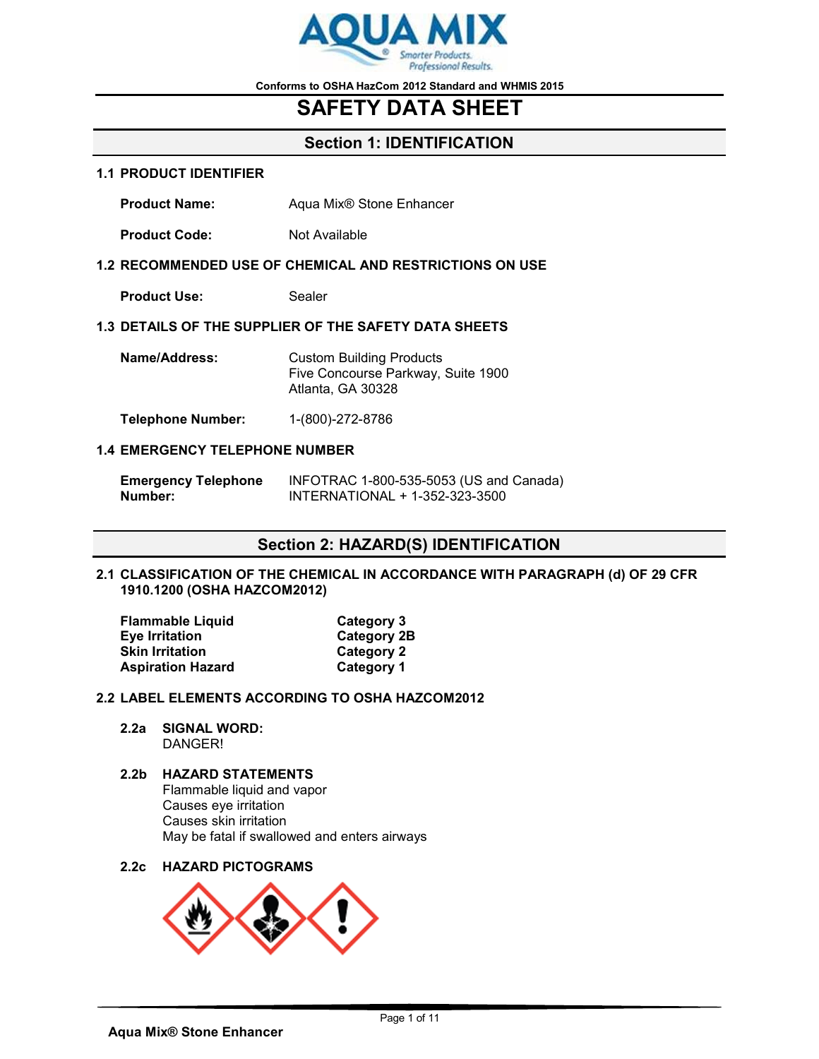Conforms to OSHA HazCom 2012 Standard and WHMIS 2015

# SAFETY DATA SHEET

## Section 1: IDENTIFICATION

### 1.1 PRODUCT IDENTIFIER

**Product Name:** Aqua Mix® Stone Enhancer

**Product Code:** Not Available

### 1.2 RECOMMENDED USE OF CHEMICAL AND RESTRICTIONS ON USE

**Product Use:** Sealer

### 1.3 DETAILS OF THE SUPPLIER OF THE SAFETY DATA SHEETS

**Name/Address:** Custom Building Products
Five Concourse Parkway, Suite 1900
Atlanta, GA 30328

**Telephone Number:** 1-(800)-272-8786

### 1.4 EMERGENCY TELEPHONE NUMBER

**Emergency Telephone Number:** INFOTRAC 1-800-535-5053 (US and Canada)
INTERNATIONAL + 1-352-323-3500

## Section 2: HAZARD(S) IDENTIFICATION

### 2.1 CLASSIFICATION OF THE CHEMICAL IN ACCORDANCE WITH PARAGRAPH (d) OF 29 CFR 1910.1200 (OSHA HAZCOM2012)

| | |
|---|---|
| **Flammable Liquid** | **Category 3** |
| **Eye Irritation** | **Category 2B** |
| **Skin Irritation** | **Category 2** |
| **Aspiration Hazard** | **Category 1** |

### 2.2 LABEL ELEMENTS ACCORDING TO OSHA HAZCOM2012

**2.2a SIGNAL WORD:**
DANGER!

**2.2b HAZARD STATEMENTS**
Flammable liquid and vapor
Causes eye irritation
Causes skin irritation
May be fatal if swallowed and enters airways

**2.2c HAZARD PICTOGRAMS**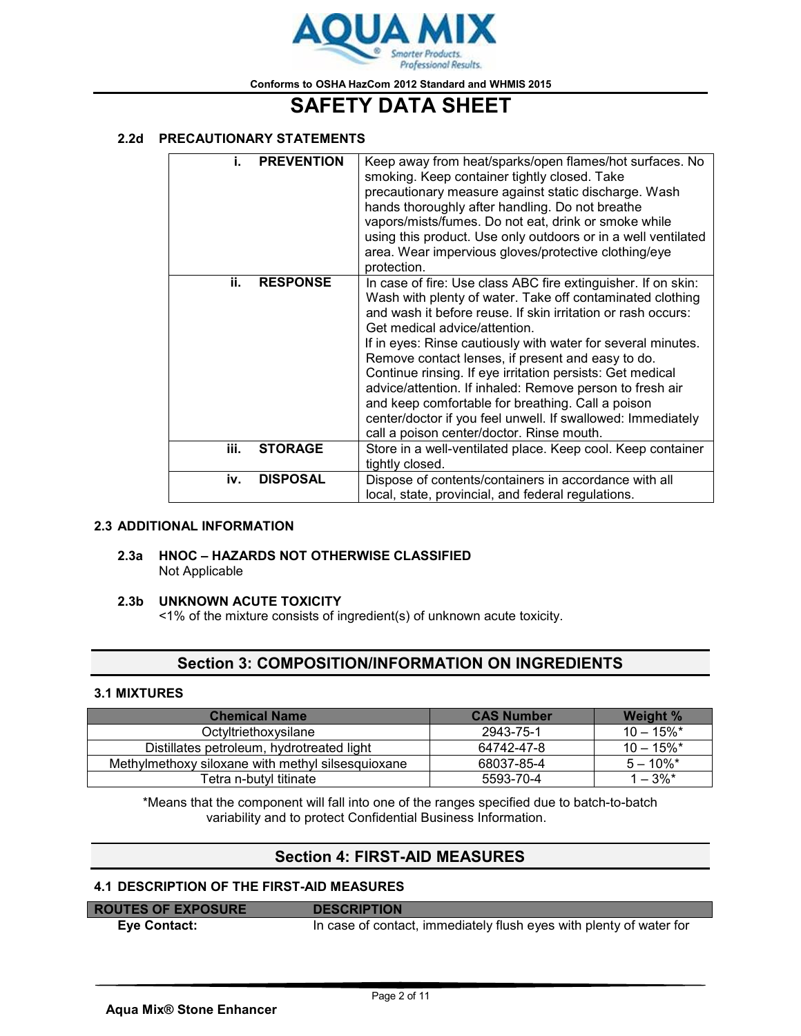### 2.2d PRECAUTIONARY STATEMENTS

| | |
|---|---|
| **i. PREVENTION** | Keep away from heat/sparks/open flames/hot surfaces. No smoking. Keep container tightly closed. Take precautionary measure against static discharge. Wash hands thoroughly after handling. Do not breathe vapors/mists/fumes. Do not eat, drink or smoke while using this product. Use only outdoors or in a well ventilated area. Wear impervious gloves/protective clothing/eye protection. |
| **ii. RESPONSE** | In case of fire: Use class ABC fire extinguisher. If on skin: Wash with plenty of water. Take off contaminated clothing and wash it before reuse. If skin irritation or rash occurs: Get medical advice/attention. If in eyes: Rinse cautiously with water for several minutes. Remove contact lenses, if present and easy to do. Continue rinsing. If eye irritation persists: Get medical advice/attention. If inhaled: Remove person to fresh air and keep comfortable for breathing. Call a poison center/doctor if you feel unwell. If swallowed: Immediately call a poison center/doctor. Rinse mouth. |
| **iii. STORAGE** | Store in a well-ventilated place. Keep cool. Keep container tightly closed. |
| **iv. DISPOSAL** | Dispose of contents/containers in accordance with all local, state, provincial, and federal regulations. |

### 2.3 ADDITIONAL INFORMATION

**2.3a HNOC – HAZARDS NOT OTHERWISE CLASSIFIED**
Not Applicable

**2.3b UNKNOWN ACUTE TOXICITY**
<1% of the mixture consists of ingredient(s) of unknown acute toxicity.

## Section 3: COMPOSITION/INFORMATION ON INGREDIENTS

### 3.1 MIXTURES

| Chemical Name | CAS Number | Weight % |
|---|---|---|
| Octyltriethoxysilane | 2943-75-1 | 10 – 15%* |
| Distillates petroleum, hydrotreated light | 64742-47-8 | 10 – 15%* |
| Methylmethoxy siloxane with methyl silsesquioxane | 68037-85-4 | 5 – 10%* |
| Tetra n-butyl titinate | 5593-70-4 | 1 – 3%* |

*Means that the component will fall into one of the ranges specified due to batch-to-batch variability and to protect Confidential Business Information.

## Section 4: FIRST-AID MEASURES

### 4.1 DESCRIPTION OF THE FIRST-AID MEASURES

| ROUTES OF EXPOSURE | DESCRIPTION |
|---|---|
| **Eye Contact:** | In case of contact, immediately flush eyes with plenty of water for |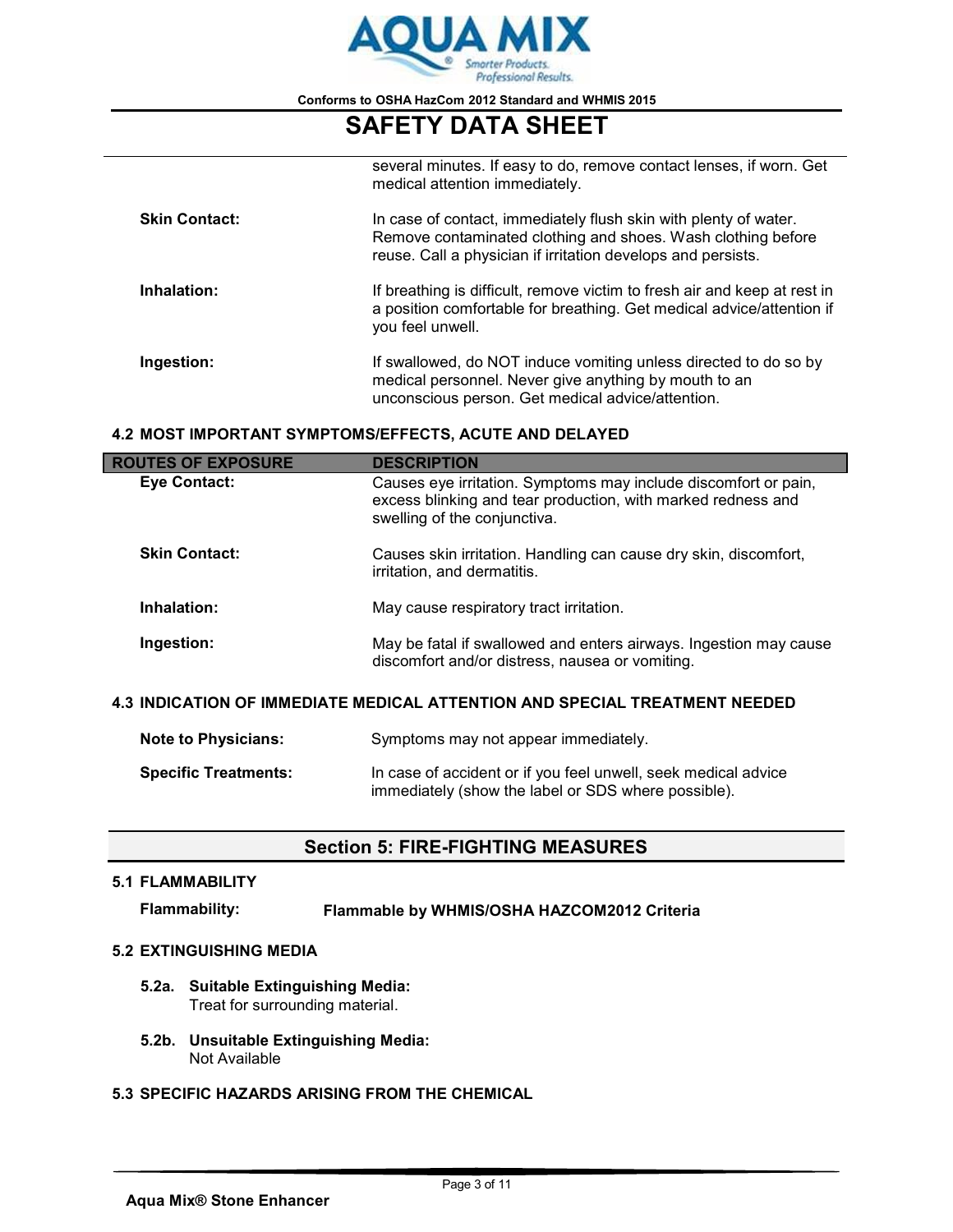| | |
|---|---|
| | several minutes. If easy to do, remove contact lenses, if worn. Get medical attention immediately. |
| **Skin Contact:** | In case of contact, immediately flush skin with plenty of water. Remove contaminated clothing and shoes. Wash clothing before reuse. Call a physician if irritation develops and persists. |
| **Inhalation:** | If breathing is difficult, remove victim to fresh air and keep at rest in a position comfortable for breathing. Get medical advice/attention if you feel unwell. |
| **Ingestion:** | If swallowed, do NOT induce vomiting unless directed to do so by medical personnel. Never give anything by mouth to an unconscious person. Get medical advice/attention. |

### 4.2 MOST IMPORTANT SYMPTOMS/EFFECTS, ACUTE AND DELAYED

| ROUTES OF EXPOSURE | DESCRIPTION |
|---|---|
| **Eye Contact:** | Causes eye irritation. Symptoms may include discomfort or pain, excess blinking and tear production, with marked redness and swelling of the conjunctiva. |
| **Skin Contact:** | Causes skin irritation. Handling can cause dry skin, discomfort, irritation, and dermatitis. |
| **Inhalation:** | May cause respiratory tract irritation. |
| **Ingestion:** | May be fatal if swallowed and enters airways. Ingestion may cause discomfort and/or distress, nausea or vomiting. |

### 4.3 INDICATION OF IMMEDIATE MEDICAL ATTENTION AND SPECIAL TREATMENT NEEDED

| | |
|---|---|
| **Note to Physicians:** | Symptoms may not appear immediately. |
| **Specific Treatments:** | In case of accident or if you feel unwell, seek medical advice immediately (show the label or SDS where possible). |

## Section 5: FIRE-FIGHTING MEASURES

### 5.1 FLAMMABILITY

**Flammability:** **Flammable by WHMIS/OSHA HAZCOM2012 Criteria**

### 5.2 EXTINGUISHING MEDIA

**5.2a. Suitable Extinguishing Media:**
Treat for surrounding material.

**5.2b. Unsuitable Extinguishing Media:**
Not Available

### 5.3 SPECIFIC HAZARDS ARISING FROM THE CHEMICAL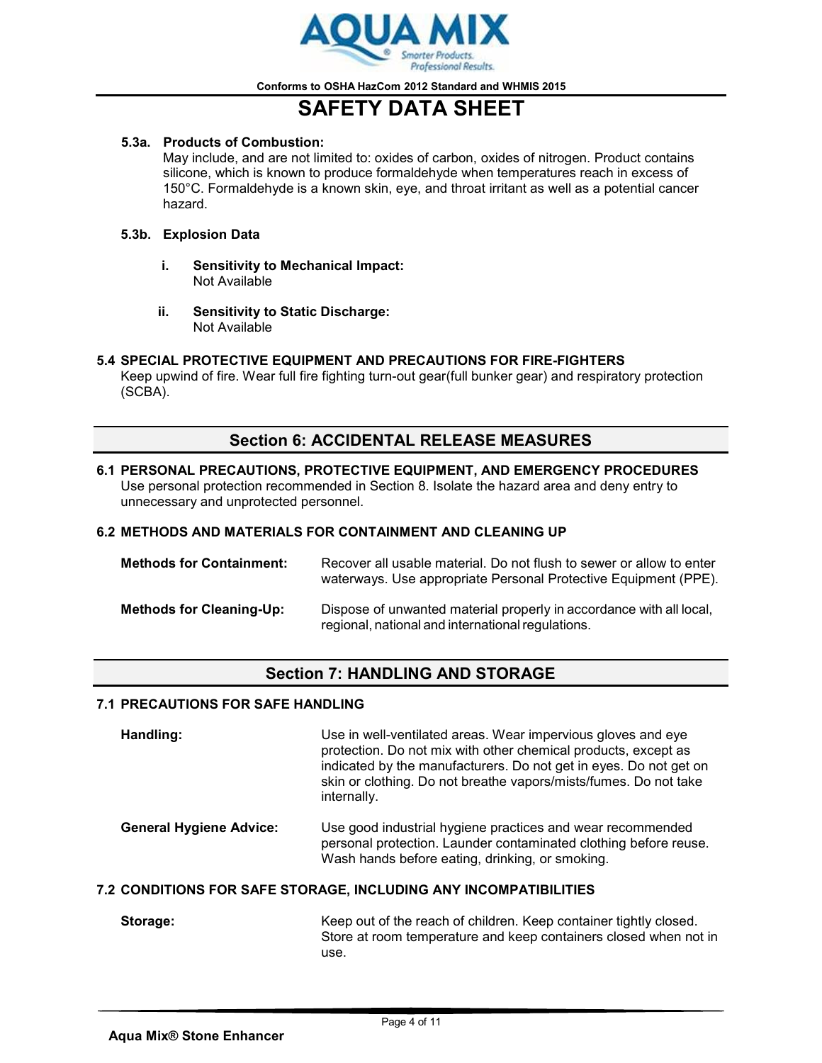#### 5.3a. Products of Combustion:

May include, and are not limited to: oxides of carbon, oxides of nitrogen. Product contains silicone, which is known to produce formaldehyde when temperatures reach in excess of 150°C. Formaldehyde is a known skin, eye, and throat irritant as well as a potential cancer hazard.

#### 5.3b. Explosion Data

**i. Sensitivity to Mechanical Impact:**
Not Available

**ii. Sensitivity to Static Discharge:**
Not Available

### 5.4 SPECIAL PROTECTIVE EQUIPMENT AND PRECAUTIONS FOR FIRE-FIGHTERS

Keep upwind of fire. Wear full fire fighting turn-out gear(full bunker gear) and respiratory protection (SCBA).

## Section 6: ACCIDENTAL RELEASE MEASURES

### 6.1 PERSONAL PRECAUTIONS, PROTECTIVE EQUIPMENT, AND EMERGENCY PROCEDURES

Use personal protection recommended in Section 8. Isolate the hazard area and deny entry to unnecessary and unprotected personnel.

### 6.2 METHODS AND MATERIALS FOR CONTAINMENT AND CLEANING UP

**Methods for Containment:** Recover all usable material. Do not flush to sewer or allow to enter waterways. Use appropriate Personal Protective Equipment (PPE).

**Methods for Cleaning-Up:** Dispose of unwanted material properly in accordance with all local, regional, national and international regulations.

## Section 7: HANDLING AND STORAGE

### 7.1 PRECAUTIONS FOR SAFE HANDLING

**Handling:** Use in well-ventilated areas. Wear impervious gloves and eye protection. Do not mix with other chemical products, except as indicated by the manufacturers. Do not get in eyes. Do not get on skin or clothing. Do not breathe vapors/mists/fumes. Do not take internally.

**General Hygiene Advice:** Use good industrial hygiene practices and wear recommended personal protection. Launder contaminated clothing before reuse. Wash hands before eating, drinking, or smoking.

### 7.2 CONDITIONS FOR SAFE STORAGE, INCLUDING ANY INCOMPATIBILITIES

**Storage:** Keep out of the reach of children. Keep container tightly closed. Store at room temperature and keep containers closed when not in use.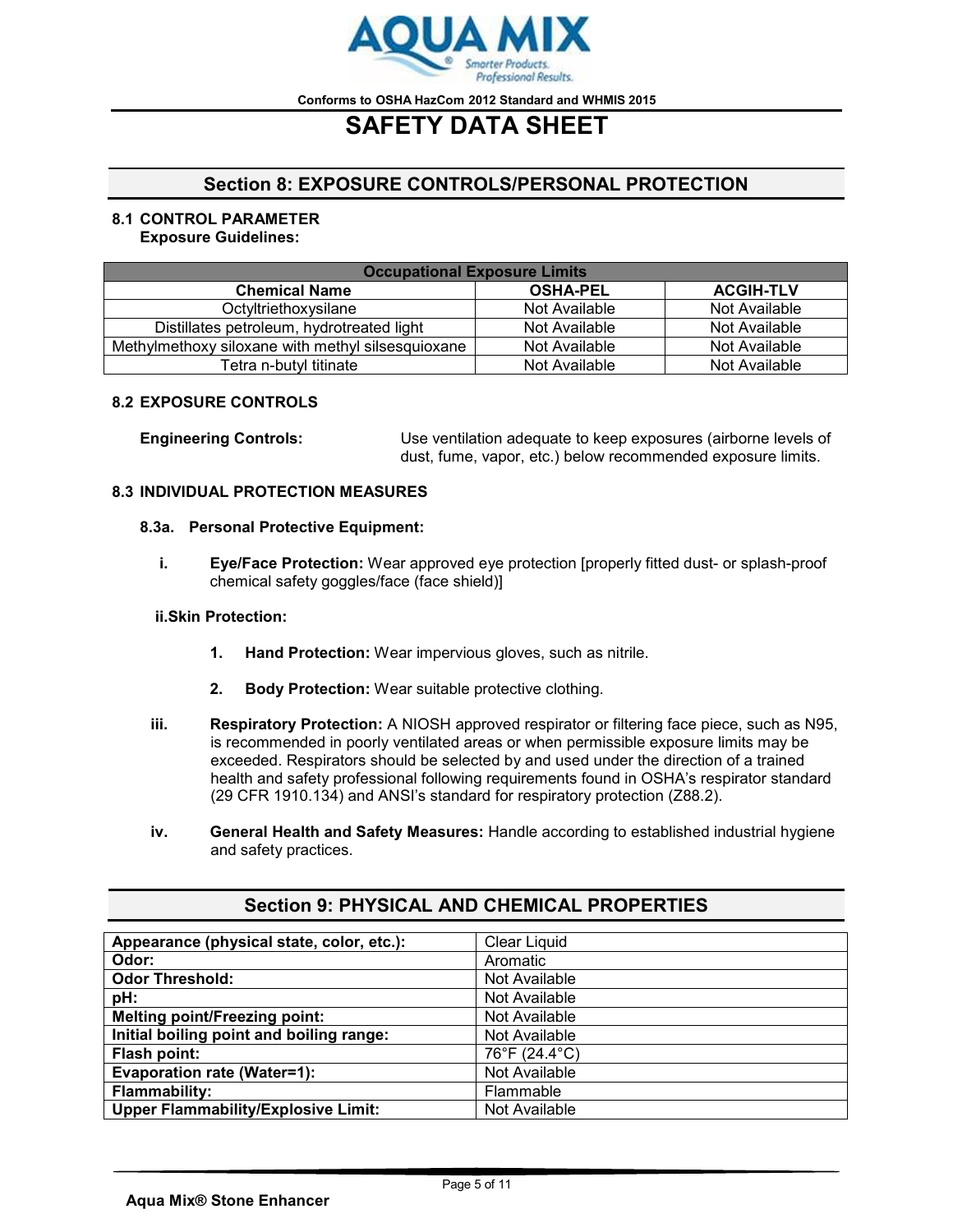## Section 8: EXPOSURE CONTROLS/PERSONAL PROTECTION

### 8.1 CONTROL PARAMETER

**Exposure Guidelines:**

| Occupational Exposure Limits | | |
|---|---|---|
| **Chemical Name** | **OSHA-PEL** | **ACGIH-TLV** |
| Octyltriethoxysilane | Not Available | Not Available |
| Distillates petroleum, hydrotreated light | Not Available | Not Available |
| Methylmethoxy siloxane with methyl silsesquioxane | Not Available | Not Available |
| Tetra n-butyl titinate | Not Available | Not Available |

### 8.2 EXPOSURE CONTROLS

**Engineering Controls:** Use ventilation adequate to keep exposures (airborne levels of dust, fume, vapor, etc.) below recommended exposure limits.

### 8.3 INDIVIDUAL PROTECTION MEASURES

**8.3a. Personal Protective Equipment:**

**i. Eye/Face Protection:** Wear approved eye protection [properly fitted dust- or splash-proof chemical safety goggles/face (face shield)]

**ii. Skin Protection:**

1. **Hand Protection:** Wear impervious gloves, such as nitrile.
2. **Body Protection:** Wear suitable protective clothing.

**iii. Respiratory Protection:** A NIOSH approved respirator or filtering face piece, such as N95, is recommended in poorly ventilated areas or when permissible exposure limits may be exceeded. Respirators should be selected by and used under the direction of a trained health and safety professional following requirements found in OSHA's respirator standard (29 CFR 1910.134) and ANSI's standard for respiratory protection (Z88.2).

**iv. General Health and Safety Measures:** Handle according to established industrial hygiene and safety practices.

## Section 9: PHYSICAL AND CHEMICAL PROPERTIES

| Property | Value |
|---|---|
| **Appearance (physical state, color, etc.):** | Clear Liquid |
| **Odor:** | Aromatic |
| **Odor Threshold:** | Not Available |
| **pH:** | Not Available |
| **Melting point/Freezing point:** | Not Available |
| **Initial boiling point and boiling range:** | Not Available |
| **Flash point:** | 76°F (24.4°C) |
| **Evaporation rate (Water=1):** | Not Available |
| **Flammability:** | Flammable |
| **Upper Flammability/Explosive Limit:** | Not Available |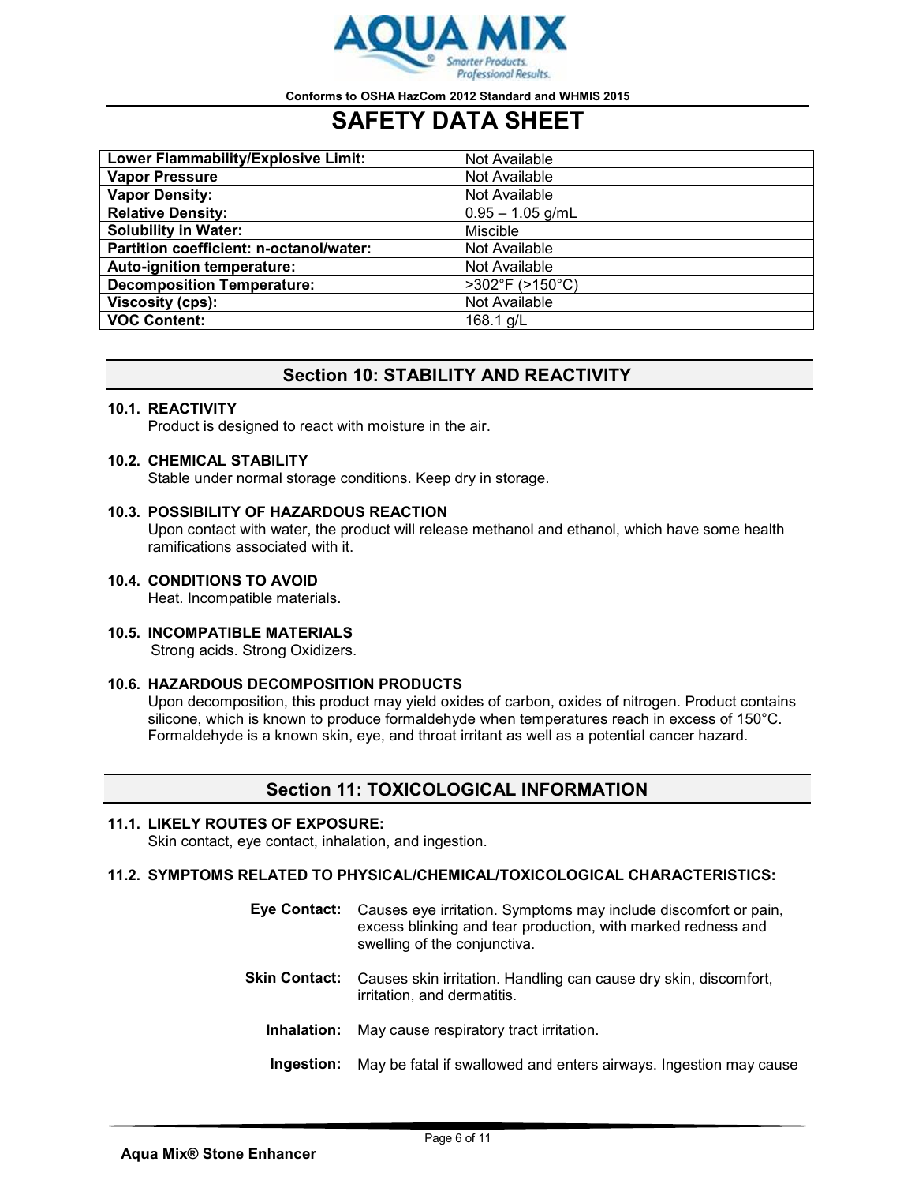| Lower Flammability/Explosive Limit: | Not Available |
| --- | --- |
| Vapor Pressure | Not Available |
| Vapor Density: | Not Available |
| Relative Density: | 0.95 – 1.05 g/mL |
| Solubility in Water: | Miscible |
| Partition coefficient: n-octanol/water: | Not Available |
| Auto-ignition temperature: | Not Available |
| Decomposition Temperature: | >302°F (>150°C) |
| Viscosity (cps): | Not Available |
| VOC Content: | 168.1 g/L |

## Section 10: STABILITY AND REACTIVITY

**10.1. REACTIVITY**
Product is designed to react with moisture in the air.

**10.2. CHEMICAL STABILITY**
Stable under normal storage conditions. Keep dry in storage.

**10.3. POSSIBILITY OF HAZARDOUS REACTION**
Upon contact with water, the product will release methanol and ethanol, which have some health ramifications associated with it.

**10.4. CONDITIONS TO AVOID**
Heat. Incompatible materials.

**10.5. INCOMPATIBLE MATERIALS**
Strong acids. Strong Oxidizers.

**10.6. HAZARDOUS DECOMPOSITION PRODUCTS**
Upon decomposition, this product may yield oxides of carbon, oxides of nitrogen. Product contains silicone, which is known to produce formaldehyde when temperatures reach in excess of 150°C. Formaldehyde is a known skin, eye, and throat irritant as well as a potential cancer hazard.

## Section 11: TOXICOLOGICAL INFORMATION

**11.1. LIKELY ROUTES OF EXPOSURE:**
Skin contact, eye contact, inhalation, and ingestion.

**11.2. SYMPTOMS RELATED TO PHYSICAL/CHEMICAL/TOXICOLOGICAL CHARACTERISTICS:**

**Eye Contact:** Causes eye irritation. Symptoms may include discomfort or pain, excess blinking and tear production, with marked redness and swelling of the conjunctiva.

**Skin Contact:** Causes skin irritation. Handling can cause dry skin, discomfort, irritation, and dermatitis.

**Inhalation:** May cause respiratory tract irritation.

**Ingestion:** May be fatal if swallowed and enters airways. Ingestion may cause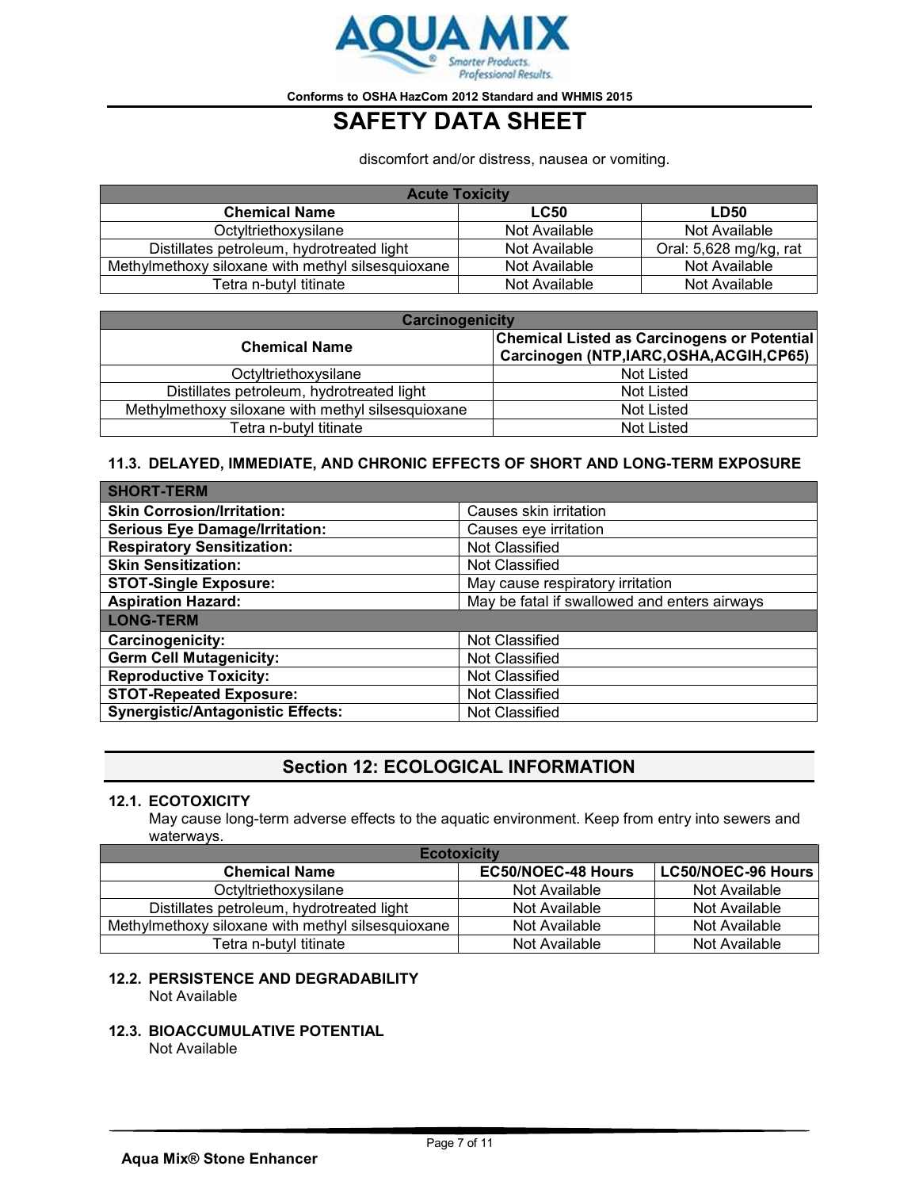discomfort and/or distress, nausea or vomiting.

| Acute Toxicity | | |
|---|---|---|
| **Chemical Name** | **LC50** | **LD50** |
| Octyltriethoxysilane | Not Available | Not Available |
| Distillates petroleum, hydrotreated light | Not Available | Oral: 5,628 mg/kg, rat |
| Methylmethoxy siloxane with methyl silsesquioxane | Not Available | Not Available |
| Tetra n-butyl titinate | Not Available | Not Available |

| Carcinogenicity | |
|---|---|
| **Chemical Name** | **Chemical Listed as Carcinogens or Potential Carcinogen (NTP,IARC,OSHA,ACGIH,CP65)** |
| Octyltriethoxysilane | Not Listed |
| Distillates petroleum, hydrotreated light | Not Listed |
| Methylmethoxy siloxane with methyl silsesquioxane | Not Listed |
| Tetra n-butyl titinate | Not Listed |

### 11.3. DELAYED, IMMEDIATE, AND CHRONIC EFFECTS OF SHORT AND LONG-TERM EXPOSURE

| SHORT-TERM | |
|---|---|
| **Skin Corrosion/Irritation:** | Causes skin irritation |
| **Serious Eye Damage/Irritation:** | Causes eye irritation |
| **Respiratory Sensitization:** | Not Classified |
| **Skin Sensitization:** | Not Classified |
| **STOT-Single Exposure:** | May cause respiratory irritation |
| **Aspiration Hazard:** | May be fatal if swallowed and enters airways |
| **LONG-TERM** | |
| **Carcinogenicity:** | Not Classified |
| **Germ Cell Mutagenicity:** | Not Classified |
| **Reproductive Toxicity:** | Not Classified |
| **STOT-Repeated Exposure:** | Not Classified |
| **Synergistic/Antagonistic Effects:** | Not Classified |

## Section 12: ECOLOGICAL INFORMATION

### 12.1. ECOTOXICITY

May cause long-term adverse effects to the aquatic environment. Keep from entry into sewers and waterways.

| Ecotoxicity | | |
|---|---|---|
| **Chemical Name** | **EC50/NOEC-48 Hours** | **LC50/NOEC-96 Hours** |
| Octyltriethoxysilane | Not Available | Not Available |
| Distillates petroleum, hydrotreated light | Not Available | Not Available |
| Methylmethoxy siloxane with methyl silsesquioxane | Not Available | Not Available |
| Tetra n-butyl titinate | Not Available | Not Available |

### 12.2. PERSISTENCE AND DEGRADABILITY

Not Available

### 12.3. BIOACCUMULATIVE POTENTIAL

Not Available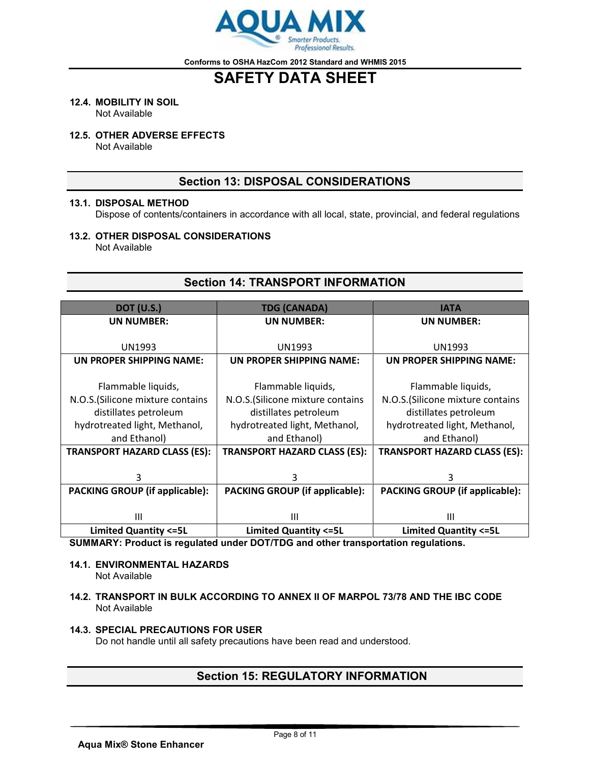**12.4. MOBILITY IN SOIL**
Not Available

**12.5. OTHER ADVERSE EFFECTS**
Not Available

## Section 13: DISPOSAL CONSIDERATIONS

**13.1. DISPOSAL METHOD**
Dispose of contents/containers in accordance with all local, state, provincial, and federal regulations

**13.2. OTHER DISPOSAL CONSIDERATIONS**
Not Available

## Section 14: TRANSPORT INFORMATION

| DOT (U.S.) | TDG (CANADA) | IATA |
|---|---|---|
| **UN NUMBER:** UN1993 | **UN NUMBER:** UN1993 | **UN NUMBER:** UN1993 |
| **UN PROPER SHIPPING NAME:** Flammable liquids, N.O.S.(Silicone mixture contains distillates petroleum hydrotreated light, Methanol, and Ethanol) | **UN PROPER SHIPPING NAME:** Flammable liquids, N.O.S.(Silicone mixture contains distillates petroleum hydrotreated light, Methanol, and Ethanol) | **UN PROPER SHIPPING NAME:** Flammable liquids, N.O.S.(Silicone mixture contains distillates petroleum hydrotreated light, Methanol, and Ethanol) |
| **TRANSPORT HAZARD CLASS (ES):** 3 | **TRANSPORT HAZARD CLASS (ES):** 3 | **TRANSPORT HAZARD CLASS (ES):** 3 |
| **PACKING GROUP (if applicable):** III | **PACKING GROUP (if applicable):** III | **PACKING GROUP (if applicable):** III |
| **Limited Quantity <=5L** | **Limited Quantity <=5L** | **Limited Quantity <=5L** |

**SUMMARY: Product is regulated under DOT/TDG and other transportation regulations.**

**14.1. ENVIRONMENTAL HAZARDS**
Not Available

**14.2. TRANSPORT IN BULK ACCORDING TO ANNEX II OF MARPOL 73/78 AND THE IBC CODE**
Not Available

**14.3. SPECIAL PRECAUTIONS FOR USER**
Do not handle until all safety precautions have been read and understood.

## Section 15: REGULATORY INFORMATION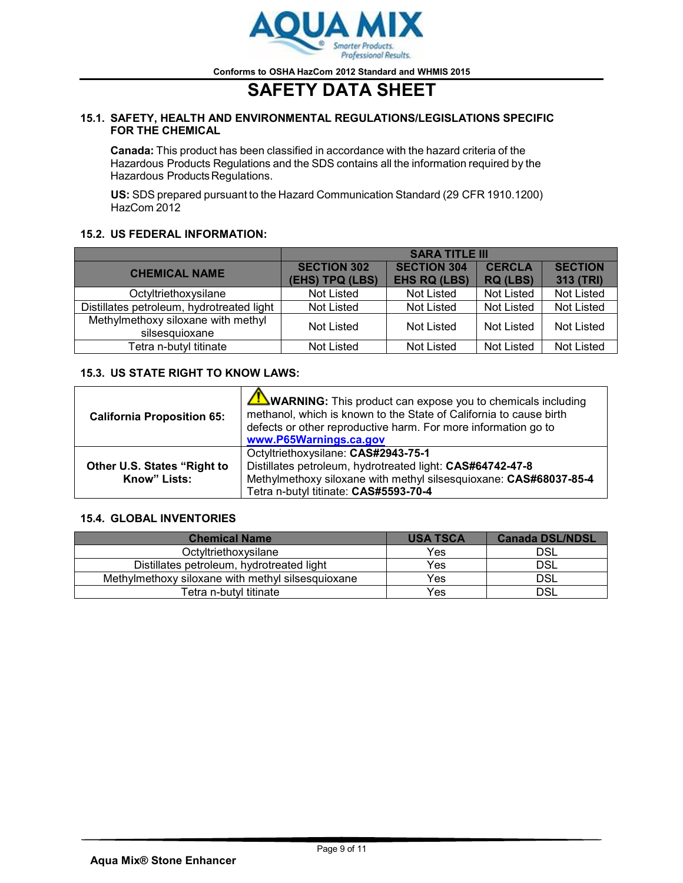Conforms to OSHA HazCom 2012 Standard and WHMIS 2015

# SAFETY DATA SHEET

### 15.1. SAFETY, HEALTH AND ENVIRONMENTAL REGULATIONS/LEGISLATIONS SPECIFIC FOR THE CHEMICAL

**Canada:** This product has been classified in accordance with the hazard criteria of the Hazardous Products Regulations and the SDS contains all the information required by the Hazardous Products Regulations.

**US:** SDS prepared pursuant to the Hazard Communication Standard (29 CFR 1910.1200) HazCom 2012

### 15.2. US FEDERAL INFORMATION:

| CHEMICAL NAME | SARA TITLE III | | | |
|---|---|---|---|---|
| | SECTION 302 (EHS) TPQ (LBS) | SECTION 304 EHS RQ (LBS) | CERCLA RQ (LBS) | SECTION 313 (TRI) |
| Octyltriethoxysilane | Not Listed | Not Listed | Not Listed | Not Listed |
| Distillates petroleum, hydrotreated light | Not Listed | Not Listed | Not Listed | Not Listed |
| Methylmethoxy siloxane with methyl silsesquioxane | Not Listed | Not Listed | Not Listed | Not Listed |
| Tetra n-butyl titinate | Not Listed | Not Listed | Not Listed | Not Listed |

### 15.3. US STATE RIGHT TO KNOW LAWS:

| | |
|---|---|
| **California Proposition 65:** | **WARNING:** This product can expose you to chemicals including methanol, which is known to the State of California to cause birth defects or other reproductive harm. For more information go to **www.P65Warnings.ca.gov** |
| **Other U.S. States "Right to Know" Lists:** | Octyltriethoxysilane: **CAS#2943-75-1**<br>Distillates petroleum, hydrotreated light: **CAS#64742-47-8**<br>Methylmethoxy siloxane with methyl silsesquioxane: **CAS#68037-85-4**<br>Tetra n-butyl titinate: **CAS#5593-70-4** |

### 15.4. GLOBAL INVENTORIES

| Chemical Name | USA TSCA | Canada DSL/NDSL |
|---|---|---|
| Octyltriethoxysilane | Yes | DSL |
| Distillates petroleum, hydrotreated light | Yes | DSL |
| Methylmethoxy siloxane with methyl silsesquioxane | Yes | DSL |
| Tetra n-butyl titinate | Yes | DSL |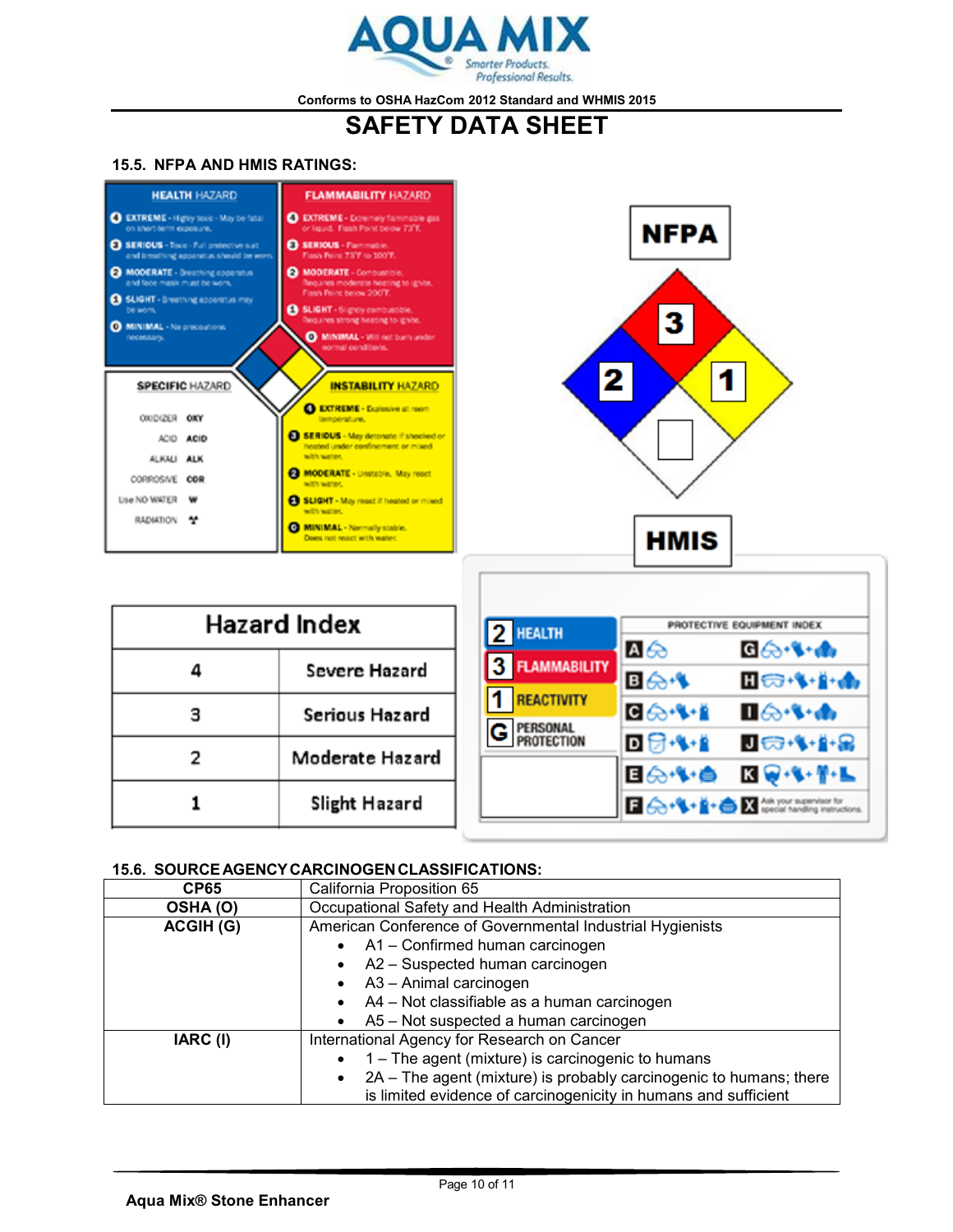Conforms to OSHA HazCom 2012 Standard and WHMIS 2015

# SAFETY DATA SHEET

## 15.5. NFPA AND HMIS RATINGS:

**HEALTH HAZARD**
- 4 EXTREME - Highly toxic - May be fatal on short-term exposure.
- 3 SERIOUS - Toxic - Full protective suit and breathing apparatus should be worn.
- 2 MODERATE - Breathing apparatus and face mask must be worn.
- 1 SLIGHT - Breathing apparatus may be worn.
- 0 MINIMAL - No precautions necessary.

**FLAMMABILITY HAZARD**
- 4 EXTREME - Extremely flammable gas or liquid. Flash Point below 73°F.
- 3 SERIOUS - Flammable. Flash Point 73°F to 100°F.
- 2 MODERATE - Combustible. Requires moderate heating to ignite. Flash Point below 200°F.
- 1 SLIGHT - Slightly combustible. Requires strong heating to ignite.
- 0 MINIMAL - Will not burn under normal conditions.

**SPECIFIC HAZARD**

| | |
|---|---|
| OXIDIZER | OXY |
| ACID | ACID |
| ALKALI | ALK |
| CORROSIVE | COR |
| Use NO WATER | W |
| RADIATION | ☢ |

**INSTABILITY HAZARD**
- 4 EXTREME - Explosive at room temperature.
- 3 SERIOUS - May detonate if shocked or heated under confinement or mixed with water.
- 2 MODERATE - Unstable. May react with water.
- 1 SLIGHT - May react if heated or mixed with water.
- 0 MINIMAL - Normally stable. Does not react with water.

**NFPA**

Health: 2, Flammability: 3, Instability: 1, Special: (blank)

| Hazard Index | |
|---|---|
| 4 | Severe Hazard |
| 3 | Serious Hazard |
| 2 | Moderate Hazard |
| 1 | Slight Hazard |

**HMIS**

| | |
|---|---|
| HEALTH | 2 |
| FLAMMABILITY | 3 |
| REACTIVITY | 1 |
| PERSONAL PROTECTION | G |

PROTECTIVE EQUIPMENT INDEX: A, B, C, D, E, F, G, H, I, J, K, X – Ask your supervisor for special handling instructions.

## 15.6. SOURCE AGENCY CARCINOGEN CLASSIFICATIONS:

| | |
|---|---|
| **CP65** | California Proposition 65 |
| **OSHA (O)** | Occupational Safety and Health Administration |
| **ACGIH (G)** | American Conference of Governmental Industrial Hygienists<br>• A1 – Confirmed human carcinogen<br>• A2 – Suspected human carcinogen<br>• A3 – Animal carcinogen<br>• A4 – Not classifiable as a human carcinogen<br>• A5 – Not suspected a human carcinogen |
| **IARC (I)** | International Agency for Research on Cancer<br>• 1 – The agent (mixture) is carcinogenic to humans<br>• 2A – The agent (mixture) is probably carcinogenic to humans; there is limited evidence of carcinogenicity in humans and sufficient |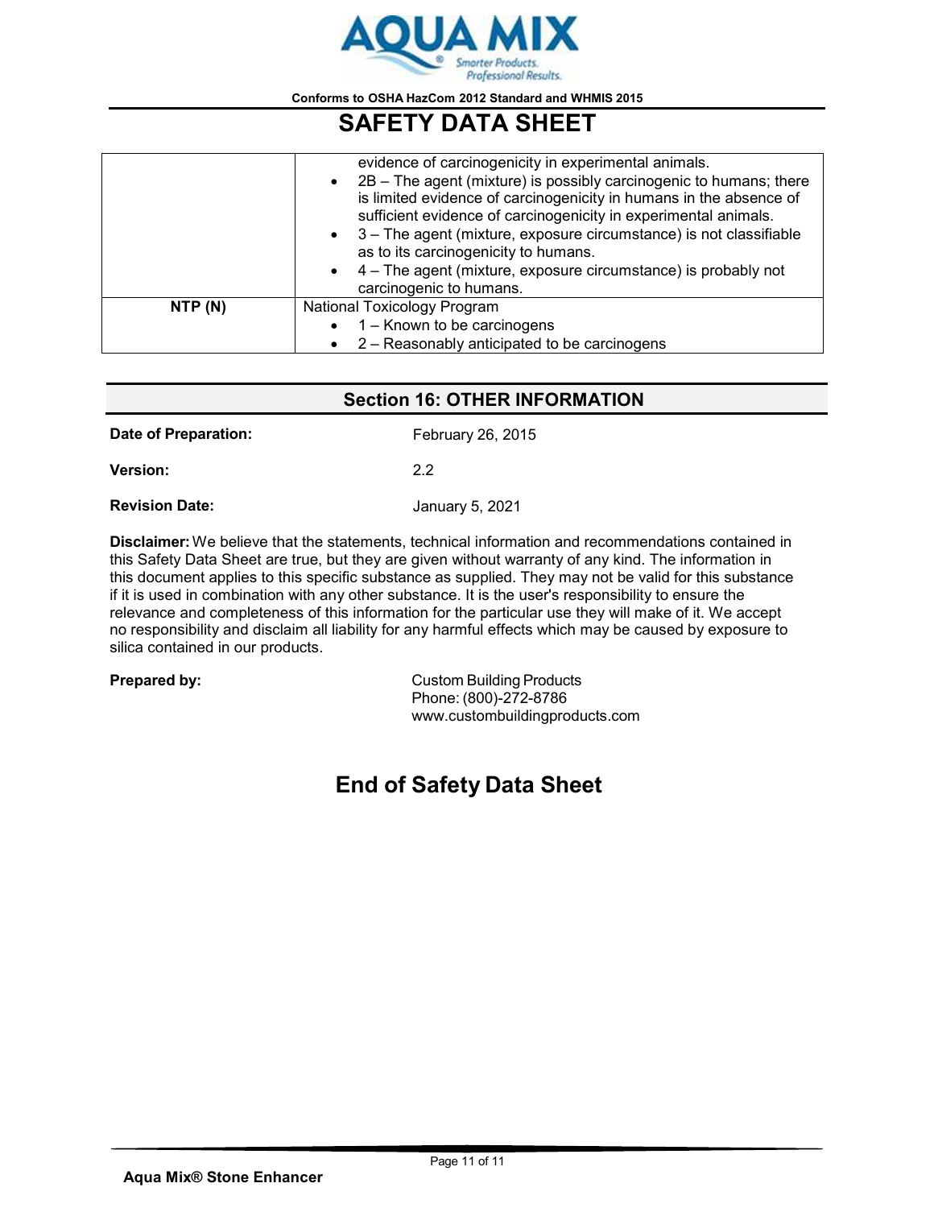| | |
|---|---|
| | evidence of carcinogenicity in experimental animals.<br>• 2B – The agent (mixture) is possibly carcinogenic to humans; there is limited evidence of carcinogenicity in humans in the absence of sufficient evidence of carcinogenicity in experimental animals.<br>• 3 – The agent (mixture, exposure circumstance) is not classifiable as to its carcinogenicity to humans.<br>• 4 – The agent (mixture, exposure circumstance) is probably not carcinogenic to humans. |
| **NTP (N)** | National Toxicology Program<br>• 1 – Known to be carcinogens<br>• 2 – Reasonably anticipated to be carcinogens |

## Section 16: OTHER INFORMATION

**Date of Preparation:** February 26, 2015

**Version:** 2.2

**Revision Date:** January 5, 2021

**Disclaimer:** We believe that the statements, technical information and recommendations contained in this Safety Data Sheet are true, but they are given without warranty of any kind. The information in this document applies to this specific substance as supplied. They may not be valid for this substance if it is used in combination with any other substance. It is the user's responsibility to ensure the relevance and completeness of this information for the particular use they will make of it. We accept no responsibility and disclaim all liability for any harmful effects which may be caused by exposure to silica contained in our products.

**Prepared by:** Custom Building Products
Phone: (800)-272-8786
www.custombuildingproducts.com

## End of Safety Data Sheet